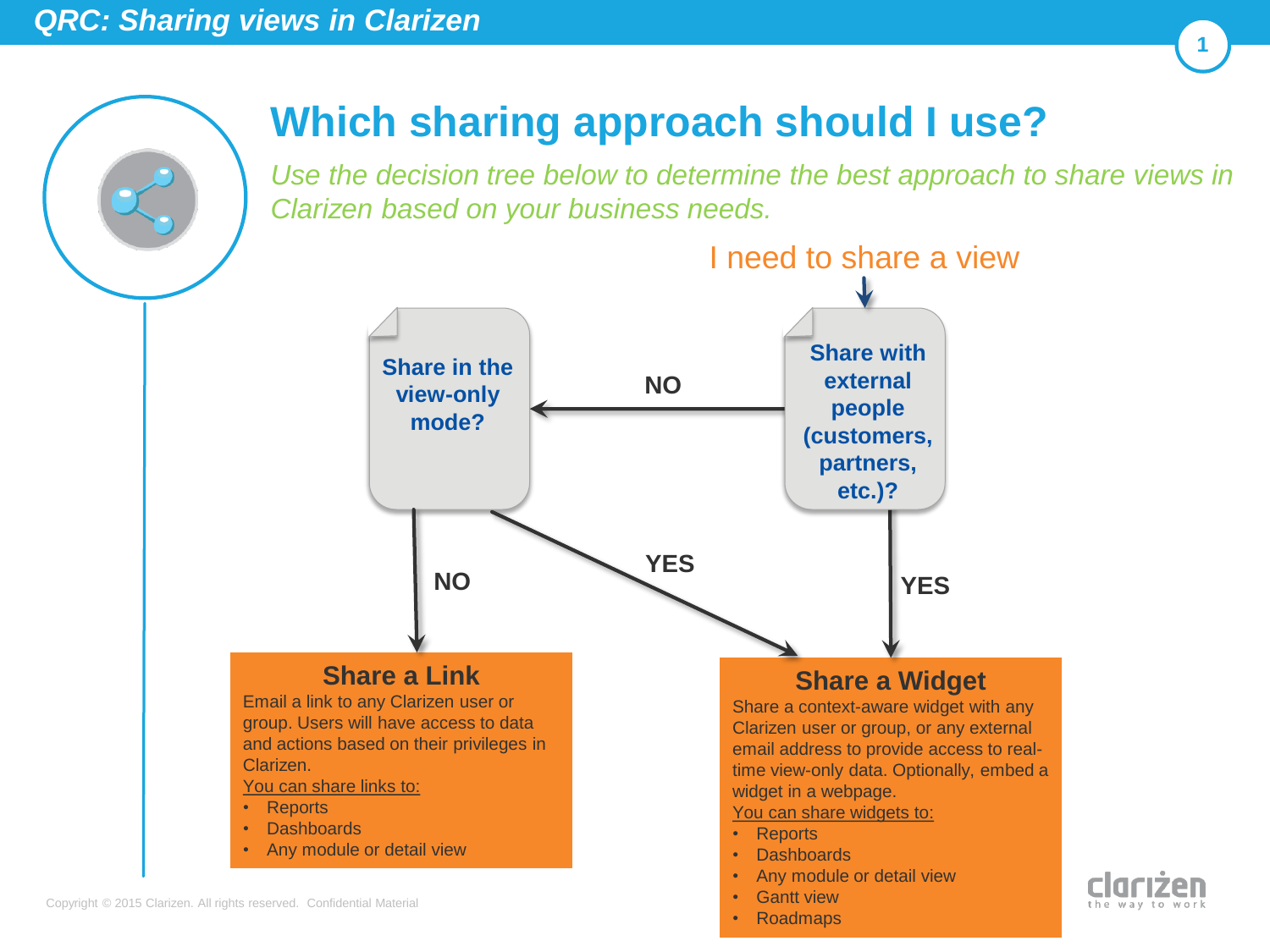# QRC: Sharing views in Clarizen

## Which sharing approach should I use?

*Use the decision tree below to determine the best approach to share views in Clarizen based on your business needs.*

I need to share a view

**Share with external people (customers, partners, etc.)?**

- **YES** → Share a Widget
- **NO** → Share in the view-only mode?

**Share in the view-only mode?**

- **YES** → Share a Widget
- **NO** → Share a Link

### Share a Link

Email a link to any Clarizen user or group. Users will have access to data and actions based on their privileges in Clarizen.

You can share links to:

- Reports
- Dashboards
- Any module or detail view

### Share a Widget

Share a context-aware widget with any Clarizen user or group, or any external email address to provide access to real-time view-only data. Optionally, embed a widget in a webpage.

You can share widgets to:

- Reports
- Dashboards
- Any module or detail view
- Gantt view
- Roadmaps

Copyright © 2015 Clarizen. All rights reserved. Confidential Material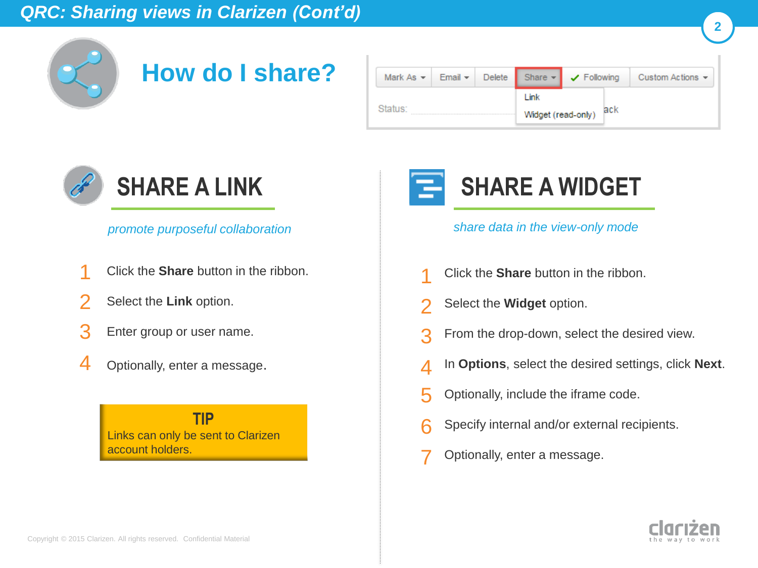# QRC: Sharing views in Clarizen (Cont'd)

## How do I share?

Mark As | Email | Delete | Share | Following | Custom Actions

Link

Widget (read-only)

## SHARE A LINK

*promote purposeful collaboration*

1. Click the **Share** button in the ribbon.
2. Select the **Link** option.
3. Enter group or user name.
4. Optionally, enter a message.

**TIP**
Links can only be sent to Clarizen account holders.

## SHARE A WIDGET

*share data in the view-only mode*

1. Click the **Share** button in the ribbon.
2. Select the **Widget** option.
3. From the drop-down, select the desired view.
4. In **Options**, select the desired settings, click **Next**.
5. Optionally, include the iframe code.
6. Specify internal and/or external recipients.
7. Optionally, enter a message.

Copyright © 2015 Clarizen. All rights reserved. Confidential Material